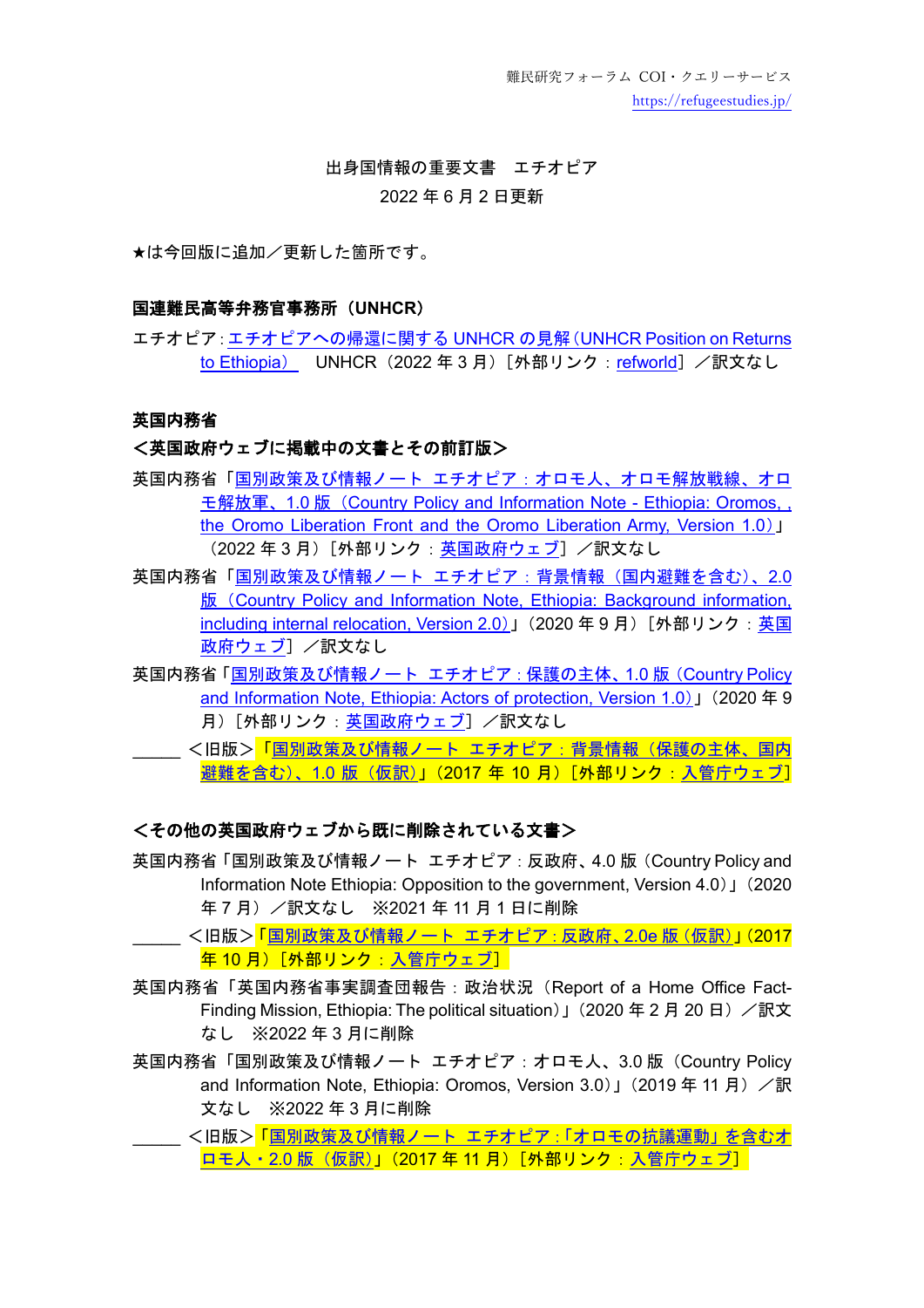難民研究フォーラム COI・クエリーサービス
https://refugeestudies.jp/

出身国情報の重要文書 エチオピア

2022 年 6 月 2 日更新

★は今回版に追加／更新した箇所です。

**国連難民高等弁務官事務所（UNHCR）**

エチオピア：エチオピアへの帰還に関する UNHCR の見解（UNHCR Position on Returns to Ethiopia） UNHCR（2022 年 3 月）［外部リンク：refworld］／訳文なし

**英国内務省**

**＜英国政府ウェブに掲載中の文書とその前訂版＞**

英国内務省「国別政策及び情報ノート エチオピア：オロモ人、オロモ解放戦線、オロモ解放軍、1.0 版（Country Policy and Information Note - Ethiopia: Oromos, , the Oromo Liberation Front and the Oromo Liberation Army, Version 1.0）」（2022 年 3 月）［外部リンク：英国政府ウェブ］／訳文なし

英国内務省「国別政策及び情報ノート エチオピア：背景情報（国内避難を含む）、2.0 版（Country Policy and Information Note, Ethiopia: Background information, including internal relocation, Version 2.0）」（2020 年 9 月）［外部リンク：英国政府ウェブ］／訳文なし

英国内務省「国別政策及び情報ノート エチオピア：保護の主体、1.0 版（Country Policy and Information Note, Ethiopia: Actors of protection, Version 1.0）」（2020 年 9 月）［外部リンク：英国政府ウェブ］／訳文なし

\_\_\_\_\_ ＜旧版＞「国別政策及び情報ノート エチオピア：背景情報（保護の主体、国内避難を含む）、1.0 版（仮訳）」（2017 年 10 月）［外部リンク：入管庁ウェブ］

**＜その他の英国政府ウェブから既に削除されている文書＞**

英国内務省「国別政策及び情報ノート エチオピア：反政府、4.0 版（Country Policy and Information Note Ethiopia: Opposition to the government, Version 4.0）」（2020 年 7 月）／訳文なし ※2021 年 11 月 1 日に削除

\_\_\_\_\_ ＜旧版＞「国別政策及び情報ノート エチオピア：反政府、2.0e 版（仮訳）」（2017 年 10 月）［外部リンク：入管庁ウェブ］

英国内務省「英国内務省事実調査団報告：政治状況（Report of a Home Office Fact-Finding Mission, Ethiopia: The political situation）」（2020 年 2 月 20 日）／訳文なし ※2022 年 3 月に削除

英国内務省「国別政策及び情報ノート エチオピア：オロモ人、3.0 版（Country Policy and Information Note, Ethiopia: Oromos, Version 3.0）」（2019 年 11 月）／訳文なし ※2022 年 3 月に削除

\_\_\_\_\_ ＜旧版＞「国別政策及び情報ノート エチオピア：「オロモの抗議運動」を含むオロモ人・2.0 版（仮訳）」（2017 年 11 月）［外部リンク：入管庁ウェブ］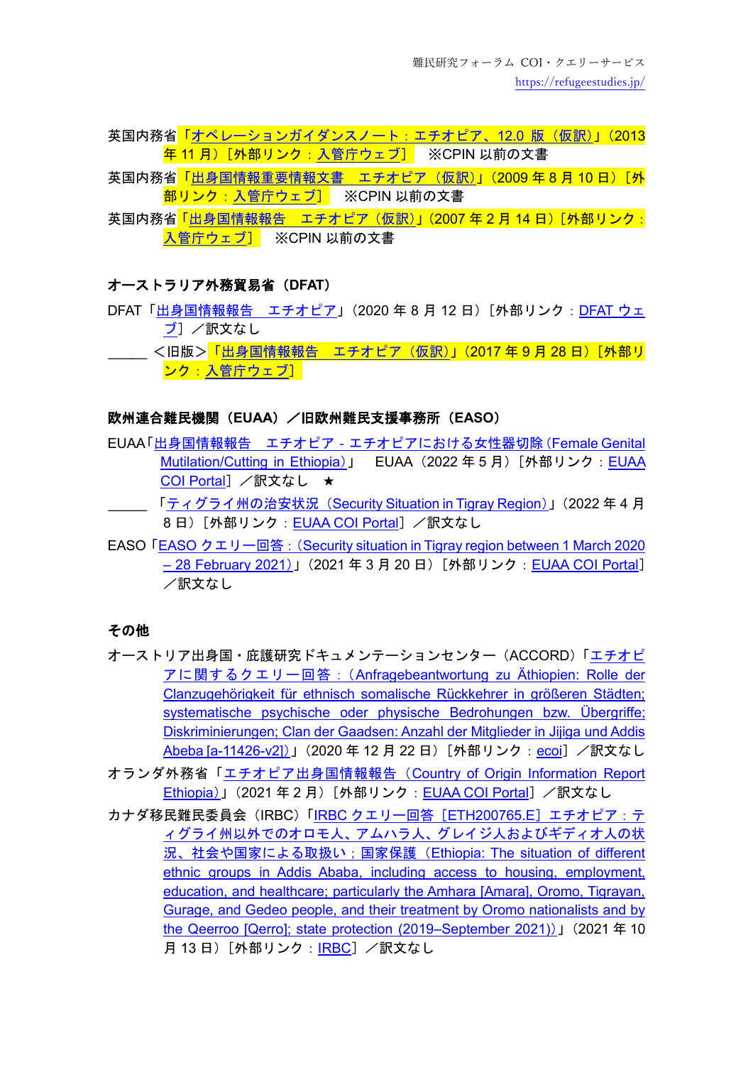英国内務省「オペレーションガイダンスノート：エチオピア、12.0 版（仮訳）」（2013 年 11 月）［外部リンク：入管庁ウェブ］　※CPIN 以前の文書

英国内務省「出身国情報重要情報文書　エチオピア（仮訳）」（2009 年 8 月 10 日）［外部リンク：入管庁ウェブ］　※CPIN 以前の文書

英国内務省「出身国情報報告　エチオピア（仮訳）」（2007 年 2 月 14 日）［外部リンク：入管庁ウェブ］　※CPIN 以前の文書

**オーストラリア外務貿易省（DFAT）**

DFAT「出身国情報報告　エチオピア」（2020 年 8 月 12 日）［外部リンク：DFAT ウェブ］／訳文なし

＿＿＿＜旧版＞「出身国情報報告　エチオピア（仮訳）」（2017 年 9 月 28 日）［外部リンク：入管庁ウェブ］

**欧州連合難民機関（EUAA）／旧欧州難民支援事務所（EASO）**

EUAA「出身国情報報告　エチオピア - エチオピアにおける女性器切除（Female Genital Mutilation/Cutting in Ethiopia）」　EUAA（2022 年 5 月）［外部リンク：EUAA COI Portal］／訳文なし　★

＿＿＿「ティグライ州の治安状況（Security Situation in Tigray Region）」（2022 年 4 月 8 日）［外部リンク：EUAA COI Portal］／訳文なし

EASO「EASO クエリー回答：（Security situation in Tigray region between 1 March 2020 – 28 February 2021）」（2021 年 3 月 20 日）［外部リンク：EUAA COI Portal］／訳文なし

**その他**

オーストリア出身国・庇護研究ドキュメンテーションセンター（ACCORD）「エチオピアに関するクエリー回答：（Anfragebeantwortung zu Äthiopien: Rolle der Clanzugehörigkeit für ethnisch somalische Rückkehrer in größeren Städten; systematische psychische oder physische Bedrohungen bzw. Übergriffe; Diskriminierungen; Clan der Gaadsen: Anzahl der Mitglieder in Jijiga und Addis Abeba [a-11426-v2]）」（2020 年 12 月 22 日）［外部リンク：ecoi］／訳文なし

オランダ外務省「エチオピア出身国情報報告（Country of Origin Information Report Ethiopia）」（2021 年 2 月）［外部リンク：EUAA COI Portal］／訳文なし

カナダ移民難民委員会（IRBC）「IRBC クエリー回答［ETH200765.E］エチオピア：ティグライ州以外でのオロモ人、アムハラ人、グレイジ人およびギディオ人の状況、社会や国家による取扱い；国家保護（Ethiopia: The situation of different ethnic groups in Addis Ababa, including access to housing, employment, education, and healthcare; particularly the Amhara [Amara], Oromo, Tigrayan, Gurage, and Gedeo people, and their treatment by Oromo nationalists and by the Qeerroo [Qerro]; state protection (2019–September 2021)）」（2021 年 10 月 13 日）［外部リンク：IRBC］／訳文なし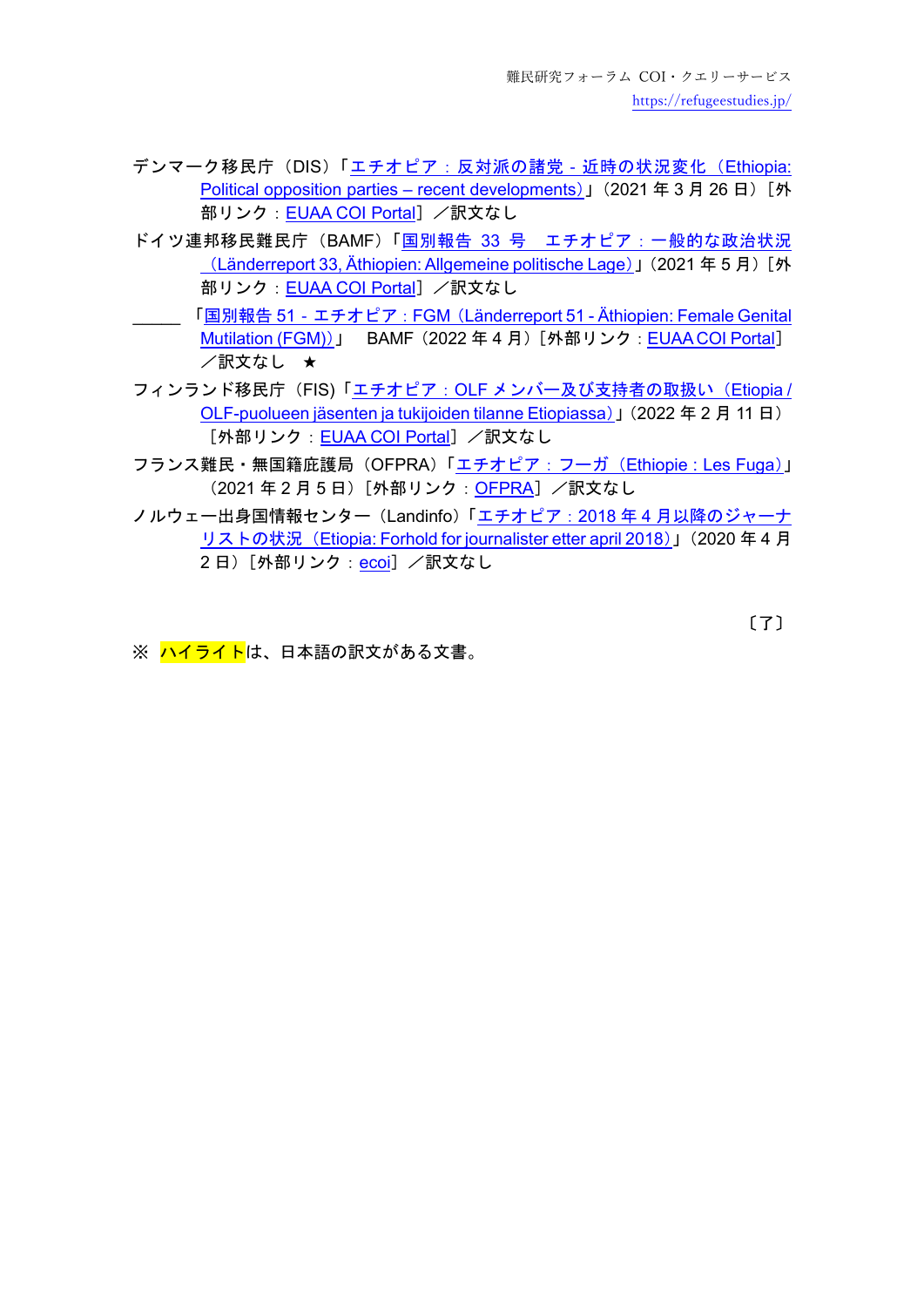デンマーク移民庁（DIS）「エチオピア：反対派の諸党 - 近時の状況変化（Ethiopia: Political opposition parties – recent developments）」（2021 年 3 月 26 日）［外部リンク：EUAA COI Portal］／訳文なし

ドイツ連邦移民難民庁（BAMF）「国別報告 33 号　エチオピア：一般的な政治状況（Länderreport 33, Äthiopien: Allgemeine politische Lage）」（2021 年 5 月）［外部リンク：EUAA COI Portal］／訳文なし

_____ 「国別報告 51 - エチオピア：FGM（Länderreport 51 - Äthiopien: Female Genital Mutilation (FGM)）」　BAMF（2022 年 4 月）［外部リンク：EUAA COI Portal］／訳文なし　★

フィンランド移民庁（FIS)「エチオピア：OLF メンバー及び支持者の取扱い（Etiopia / OLF-puolueen jäsenten ja tukijoiden tilanne Etiopiassa）」（2022 年 2 月 11 日）［外部リンク：EUAA COI Portal］／訳文なし

フランス難民・無国籍庇護局（OFPRA）「エチオピア：フーガ（Ethiopie : Les Fuga）」（2021 年 2 月 5 日）［外部リンク：OFPRA］／訳文なし

ノルウェー出身国情報センター（Landinfo）「エチオピア：2018 年 4 月以降のジャーナリストの状況（Etiopia: Forhold for journalister etter april 2018）」（2020 年 4 月 2 日）［外部リンク：ecoi］／訳文なし

〔了〕

※ ハイライトは、日本語の訳文がある文書。